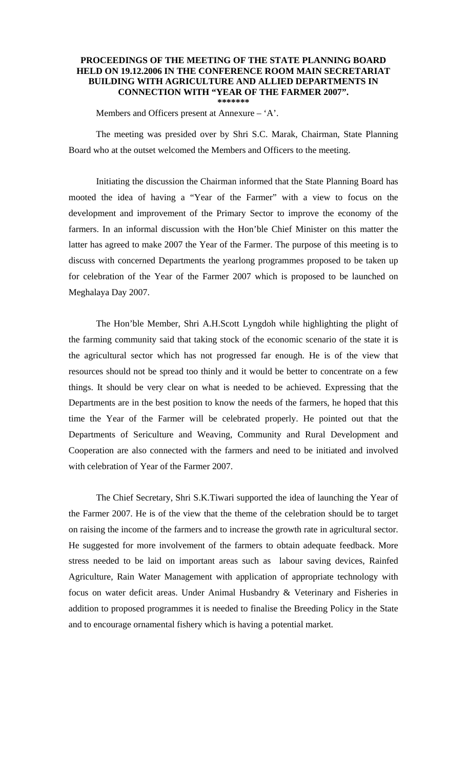**PROCEEDINGS OF THE MEETING OF THE STATE PLANNING BOARD HELD ON 19.12.2006 IN THE CONFERENCE ROOM MAIN SECRETARIAT BUILDING WITH AGRICULTURE AND ALLIED DEPARTMENTS IN CONNECTION WITH "YEAR OF THE FARMER 2007".**

**\*\*\*\*\*\*\***

Members and Officers present at Annexure – 'A'.

The meeting was presided over by Shri S.C. Marak, Chairman, State Planning Board who at the outset welcomed the Members and Officers to the meeting.

Initiating the discussion the Chairman informed that the State Planning Board has mooted the idea of having a "Year of the Farmer" with a view to focus on the development and improvement of the Primary Sector to improve the economy of the farmers. In an informal discussion with the Hon'ble Chief Minister on this matter the latter has agreed to make 2007 the Year of the Farmer. The purpose of this meeting is to discuss with concerned Departments the yearlong programmes proposed to be taken up for celebration of the Year of the Farmer 2007 which is proposed to be launched on Meghalaya Day 2007.

The Hon'ble Member, Shri A.H.Scott Lyngdoh while highlighting the plight of the farming community said that taking stock of the economic scenario of the state it is the agricultural sector which has not progressed far enough. He is of the view that resources should not be spread too thinly and it would be better to concentrate on a few things. It should be very clear on what is needed to be achieved. Expressing that the Departments are in the best position to know the needs of the farmers, he hoped that this time the Year of the Farmer will be celebrated properly. He pointed out that the Departments of Sericulture and Weaving, Community and Rural Development and Cooperation are also connected with the farmers and need to be initiated and involved with celebration of Year of the Farmer 2007.

The Chief Secretary, Shri S.K.Tiwari supported the idea of launching the Year of the Farmer 2007. He is of the view that the theme of the celebration should be to target on raising the income of the farmers and to increase the growth rate in agricultural sector. He suggested for more involvement of the farmers to obtain adequate feedback. More stress needed to be laid on important areas such as labour saving devices, Rainfed Agriculture, Rain Water Management with application of appropriate technology with focus on water deficit areas. Under Animal Husbandry & Veterinary and Fisheries in addition to proposed programmes it is needed to finalise the Breeding Policy in the State and to encourage ornamental fishery which is having a potential market.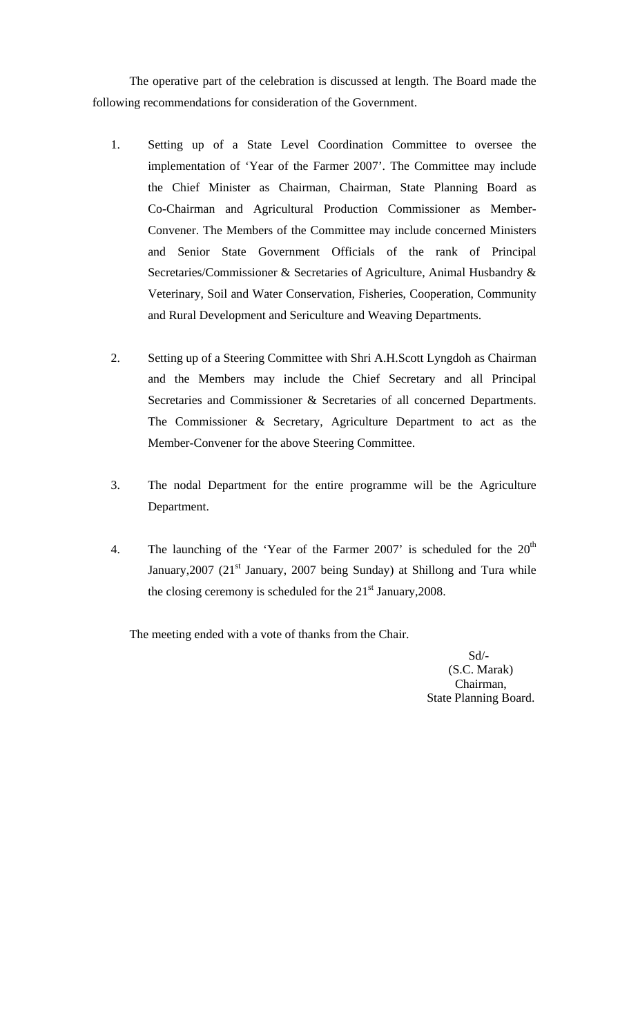The operative part of the celebration is discussed at length. The Board made the following recommendations for consideration of the Government.

1. Setting up of a State Level Coordination Committee to oversee the implementation of 'Year of the Farmer 2007'. The Committee may include the Chief Minister as Chairman, Chairman, State Planning Board as Co-Chairman and Agricultural Production Commissioner as Member-Convener. The Members of the Committee may include concerned Ministers and Senior State Government Officials of the rank of Principal Secretaries/Commissioner & Secretaries of Agriculture, Animal Husbandry & Veterinary, Soil and Water Conservation, Fisheries, Cooperation, Community and Rural Development and Sericulture and Weaving Departments.

2. Setting up of a Steering Committee with Shri A.H.Scott Lyngdoh as Chairman and the Members may include the Chief Secretary and all Principal Secretaries and Commissioner & Secretaries of all concerned Departments. The Commissioner & Secretary, Agriculture Department to act as the Member-Convener for the above Steering Committee.

3. The nodal Department for the entire programme will be the Agriculture Department.

4. The launching of the 'Year of the Farmer 2007' is scheduled for the 20th January,2007 (21st January, 2007 being Sunday) at Shillong and Tura while the closing ceremony is scheduled for the 21st January,2008.

The meeting ended with a vote of thanks from the Chair.

Sd/-
(S.C. Marak)
Chairman,
State Planning Board.